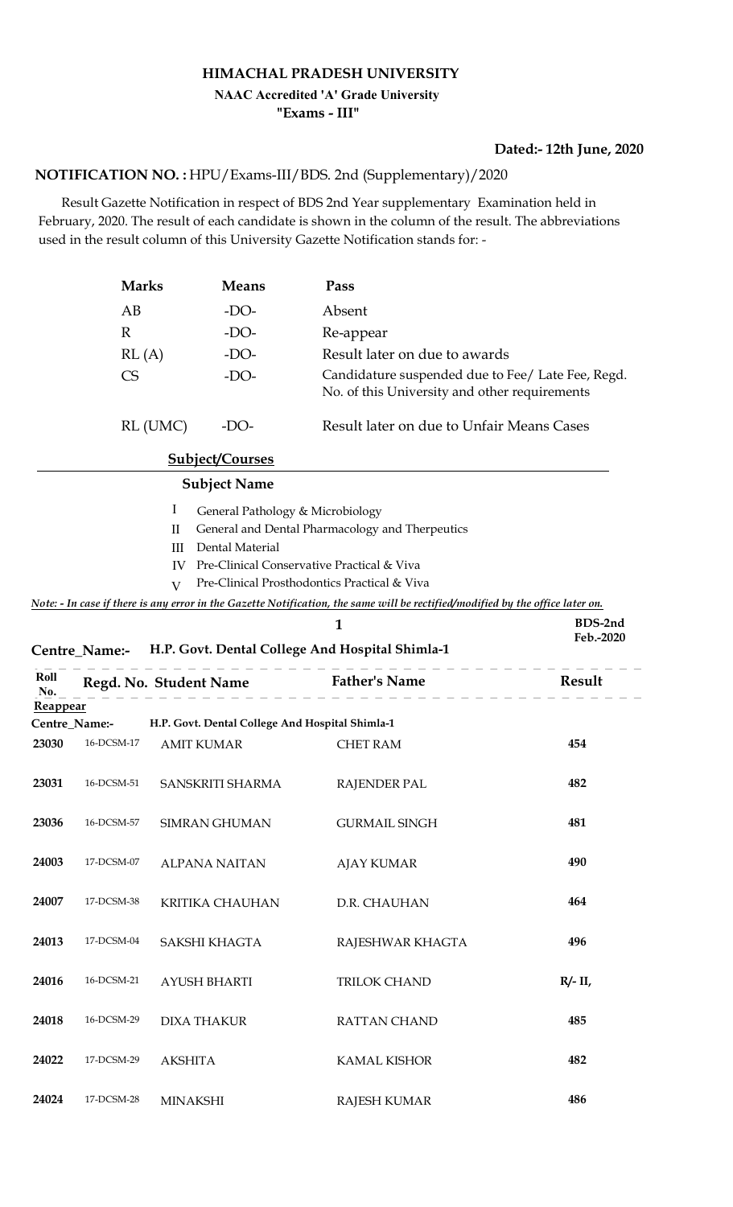# HIMACHAL PRADESH UNIVERSITY

**NAAC Accredited 'A' Grade University**

**"Exams - III"**

**Dated:- 12th June, 2020**

**NOTIFICATION NO. :** HPU/Exams-III/BDS. 2nd (Supplementary)/2020

Result Gazette Notification in respect of BDS 2nd Year supplementary Examination held in February, 2020. The result of each candidate is shown in the column of the result. The abbreviations used in the result column of this University Gazette Notification stands for: -

| | | |
|---|---|---|
| **Marks** | **Means** | **Pass** |
| AB | -DO- | Absent |
| R | -DO- | Re-appear |
| RL (A) | -DO- | Result later on due to awards |
| CS | -DO- | Candidature suspended due to Fee/ Late Fee, Regd. No. of this University and other requirements |
| RL (UMC) | -DO- | Result later on due to Unfair Means Cases |

**Subject/Courses**

**Subject Name**

- I General Pathology & Microbiology
- II General and Dental Pharmacology and Therpeutics
- III Dental Material
- IV Pre-Clinical Conservative Practical & Viva
- V Pre-Clinical Prosthodontics Practical & Viva

***Note: - In case if there is any error in the Gazette Notification, the same will be rectified/modified by the office later on.***

**BDS-2nd Feb.-2020**

**Centre_Name:- H.P. Govt. Dental College And Hospital Shimla-1**

| Roll No. | Regd. No. | Student Name | Father's Name | Result |
|---|---|---|---|---|
| **Reappear** | | | | |
| **Centre_Name:-** | | **H.P. Govt. Dental College And Hospital Shimla-1** | | |
| **23030** | 16-DCSM-17 | AMIT KUMAR | CHET RAM | **454** |
| **23031** | 16-DCSM-51 | SANSKRITI SHARMA | RAJENDER PAL | **482** |
| **23036** | 16-DCSM-57 | SIMRAN GHUMAN | GURMAIL SINGH | **481** |
| **24003** | 17-DCSM-07 | ALPANA NAITAN | AJAY KUMAR | **490** |
| **24007** | 17-DCSM-38 | KRITIKA CHAUHAN | D.R. CHAUHAN | **464** |
| **24013** | 17-DCSM-04 | SAKSHI KHAGTA | RAJESHWAR KHAGTA | **496** |
| **24016** | 16-DCSM-21 | AYUSH BHARTI | TRILOK CHAND | **R/- II,** |
| **24018** | 16-DCSM-29 | DIXA THAKUR | RATTAN CHAND | **485** |
| **24022** | 17-DCSM-29 | AKSHITA | KAMAL KISHOR | **482** |
| **24024** | 17-DCSM-28 | MINAKSHI | RAJESH KUMAR | **486** |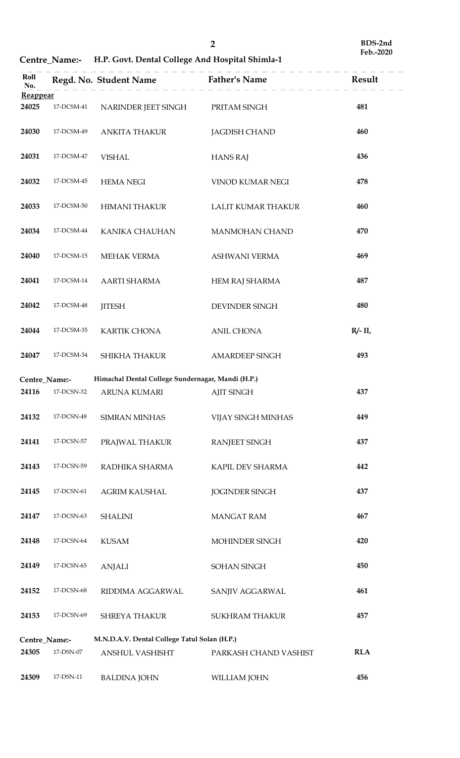BDS-2nd
Feb.-2020

Centre_Name:- H.P. Govt. Dental College And Hospital Shimla-1

| Roll No. | Regd. No. | Student Name | Father's Name | Result |
|---|---|---|---|---|
| **Reappear** | | | | |
| 24025 | 17-DCSM-41 | NARINDER JEET SINGH | PRITAM SINGH | 481 |
| 24030 | 17-DCSM-49 | ANKITA THAKUR | JAGDISH CHAND | 460 |
| 24031 | 17-DCSM-47 | VISHAL | HANS RAJ | 436 |
| 24032 | 17-DCSM-45 | HEMA NEGI | VINOD KUMAR NEGI | 478 |
| 24033 | 17-DCSM-50 | HIMANI THAKUR | LALIT KUMAR THAKUR | 460 |
| 24034 | 17-DCSM-44 | KANIKA CHAUHAN | MANMOHAN CHAND | 470 |
| 24040 | 17-DCSM-15 | MEHAK VERMA | ASHWANI VERMA | 469 |
| 24041 | 17-DCSM-14 | AARTI SHARMA | HEM RAJ SHARMA | 487 |
| 24042 | 17-DCSM-48 | JITESH | DEVINDER SINGH | 480 |
| 24044 | 17-DCSM-35 | KARTIK CHONA | ANIL CHONA | R/- II, |
| 24047 | 17-DCSM-34 | SHIKHA THAKUR | AMARDEEP SINGH | 493 |
| **Centre_Name:-** | | **Himachal Dental College Sundernagar, Mandi (H.P.)** | | |
| 24116 | 17-DCSN-32 | ARUNA KUMARI | AJIT SINGH | 437 |
| 24132 | 17-DCSN-48 | SIMRAN MINHAS | VIJAY SINGH MINHAS | 449 |
| 24141 | 17-DCSN-57 | PRAJWAL THAKUR | RANJEET SINGH | 437 |
| 24143 | 17-DCSN-59 | RADHIKA SHARMA | KAPIL DEV SHARMA | 442 |
| 24145 | 17-DCSN-61 | AGRIM KAUSHAL | JOGINDER SINGH | 437 |
| 24147 | 17-DCSN-63 | SHALINI | MANGAT RAM | 467 |
| 24148 | 17-DCSN-64 | KUSAM | MOHINDER SINGH | 420 |
| 24149 | 17-DCSN-65 | ANJALI | SOHAN SINGH | 450 |
| 24152 | 17-DCSN-68 | RIDDIMA AGGARWAL | SANJIV AGGARWAL | 461 |
| 24153 | 17-DCSN-69 | SHREYA THAKUR | SUKHRAM THAKUR | 457 |
| **Centre_Name:-** | | **M.N.D.A.V. Dental College Tatul Solan (H.P.)** | | |
| 24305 | 17-DSN-07 | ANSHUL VASHISHT | PARKASH CHAND VASHIST | RLA |
| 24309 | 17-DSN-11 | BALDINA JOHN | WILLIAM JOHN | 456 |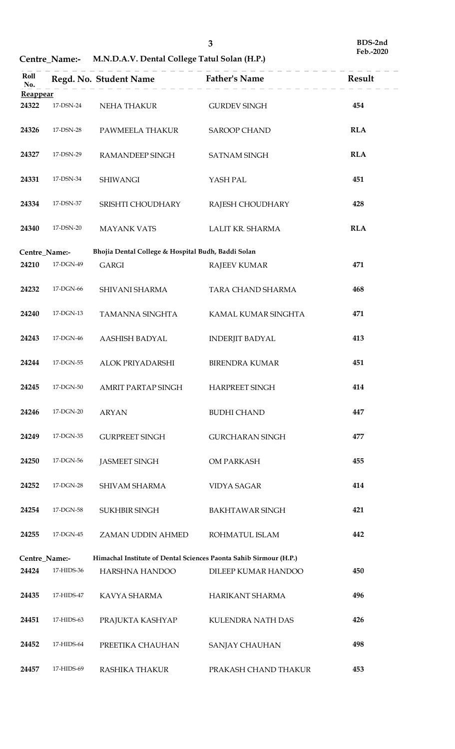BDS-2nd Feb.-2020

**Centre_Name:- M.N.D.A.V. Dental College Tatul Solan (H.P.)**

| Roll No. | Regd. No. | Student Name | Father's Name | Result |
|---|---|---|---|---|
| **Reappear** | | | | |
| 24322 | 17-DSN-24 | NEHA THAKUR | GURDEV SINGH | 454 |
| 24326 | 17-DSN-28 | PAWMEELA THAKUR | SAROOP CHAND | RLA |
| 24327 | 17-DSN-29 | RAMANDEEP SINGH | SATNAM SINGH | RLA |
| 24331 | 17-DSN-34 | SHIWANGI | YASH PAL | 451 |
| 24334 | 17-DSN-37 | SRISHTI CHOUDHARY | RAJESH CHOUDHARY | 428 |
| 24340 | 17-DSN-20 | MAYANK VATS | LALIT KR. SHARMA | RLA |
| **Centre_Name:-** | | **Bhojia Dental College & Hospital Budh, Baddi Solan** | | |
| 24210 | 17-DGN-49 | GARGI | RAJEEV KUMAR | 471 |
| 24232 | 17-DGN-66 | SHIVANI SHARMA | TARA CHAND SHARMA | 468 |
| 24240 | 17-DGN-13 | TAMANNA SINGHTA | KAMAL KUMAR SINGHTA | 471 |
| 24243 | 17-DGN-46 | AASHISH BADYAL | INDERJIT BADYAL | 413 |
| 24244 | 17-DGN-55 | ALOK PRIYADARSHI | BIRENDRA KUMAR | 451 |
| 24245 | 17-DGN-50 | AMRIT PARTAP SINGH | HARPREET SINGH | 414 |
| 24246 | 17-DGN-20 | ARYAN | BUDHI CHAND | 447 |
| 24249 | 17-DGN-35 | GURPREET SINGH | GURCHARAN SINGH | 477 |
| 24250 | 17-DGN-56 | JASMEET SINGH | OM PARKASH | 455 |
| 24252 | 17-DGN-28 | SHIVAM SHARMA | VIDYA SAGAR | 414 |
| 24254 | 17-DGN-58 | SUKHBIR SINGH | BAKHTAWAR SINGH | 421 |
| 24255 | 17-DGN-45 | ZAMAN UDDIN AHMED | ROHMATUL ISLAM | 442 |
| **Centre_Name:-** | | **Himachal Institute of Dental Sciences Paonta Sahib Sirmour (H.P.)** | | |
| 24424 | 17-HIDS-36 | HARSHNA HANDOO | DILEEP KUMAR HANDOO | 450 |
| 24435 | 17-HIDS-47 | KAVYA SHARMA | HARIKANT SHARMA | 496 |
| 24451 | 17-HIDS-63 | PRAJUKTA KASHYAP | KULENDRA NATH DAS | 426 |
| 24452 | 17-HIDS-64 | PREETIKA CHAUHAN | SANJAY CHAUHAN | 498 |
| 24457 | 17-HIDS-69 | RASHIKA THAKUR | PRAKASH CHAND THAKUR | 453 |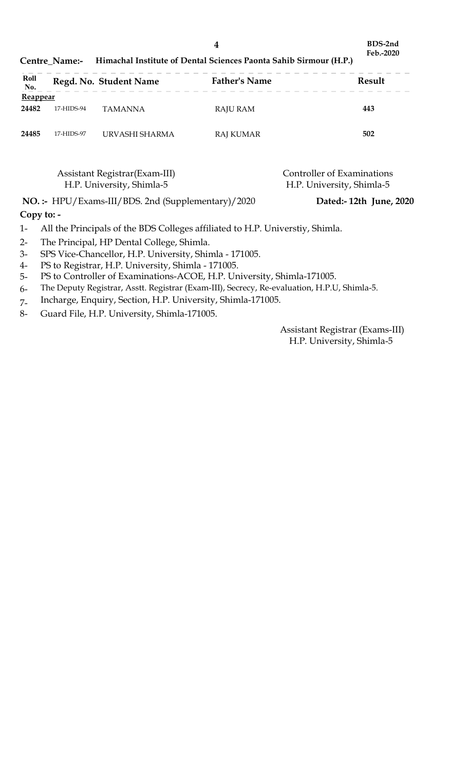**Centre_Name:- Himachal Institute of Dental Sciences Paonta Sahib Sirmour (H.P.)**

| Roll No. | Regd. No. | Student Name | Father's Name | Result |
|---|---|---|---|---|
| **Reappear** | | | | |
| **24482** | 17-HIDS-94 | TAMANNA | RAJU RAM | **443** |
| **24485** | 17-HIDS-97 | URVASHI SHARMA | RAJ KUMAR | **502** |

Assistant Registrar(Exam-III)
H.P. University, Shimla-5

Controller of Examinations
H.P. University, Shimla-5

**NO. :-** HPU/Exams-III/BDS. 2nd (Supplementary)/2020 **Dated:- 12th June, 2020**

**Copy to: -**

1- All the Principals of the BDS Colleges affiliated to H.P. Universtiy, Shimla.
2- The Principal, HP Dental College, Shimla.
3- SPS Vice-Chancellor, H.P. University, Shimla - 171005.
4- PS to Registrar, H.P. University, Shimla - 171005.
5- PS to Controller of Examinations-ACOE, H.P. University, Shimla-171005.
6- The Deputy Registrar, Asstt. Registrar (Exam-III), Secrecy, Re-evaluation, H.P.U, Shimla-5.
7- Incharge, Enquiry, Section, H.P. University, Shimla-171005.
8- Guard File, H.P. University, Shimla-171005.

Assistant Registrar (Exams-III)
H.P. University, Shimla-5